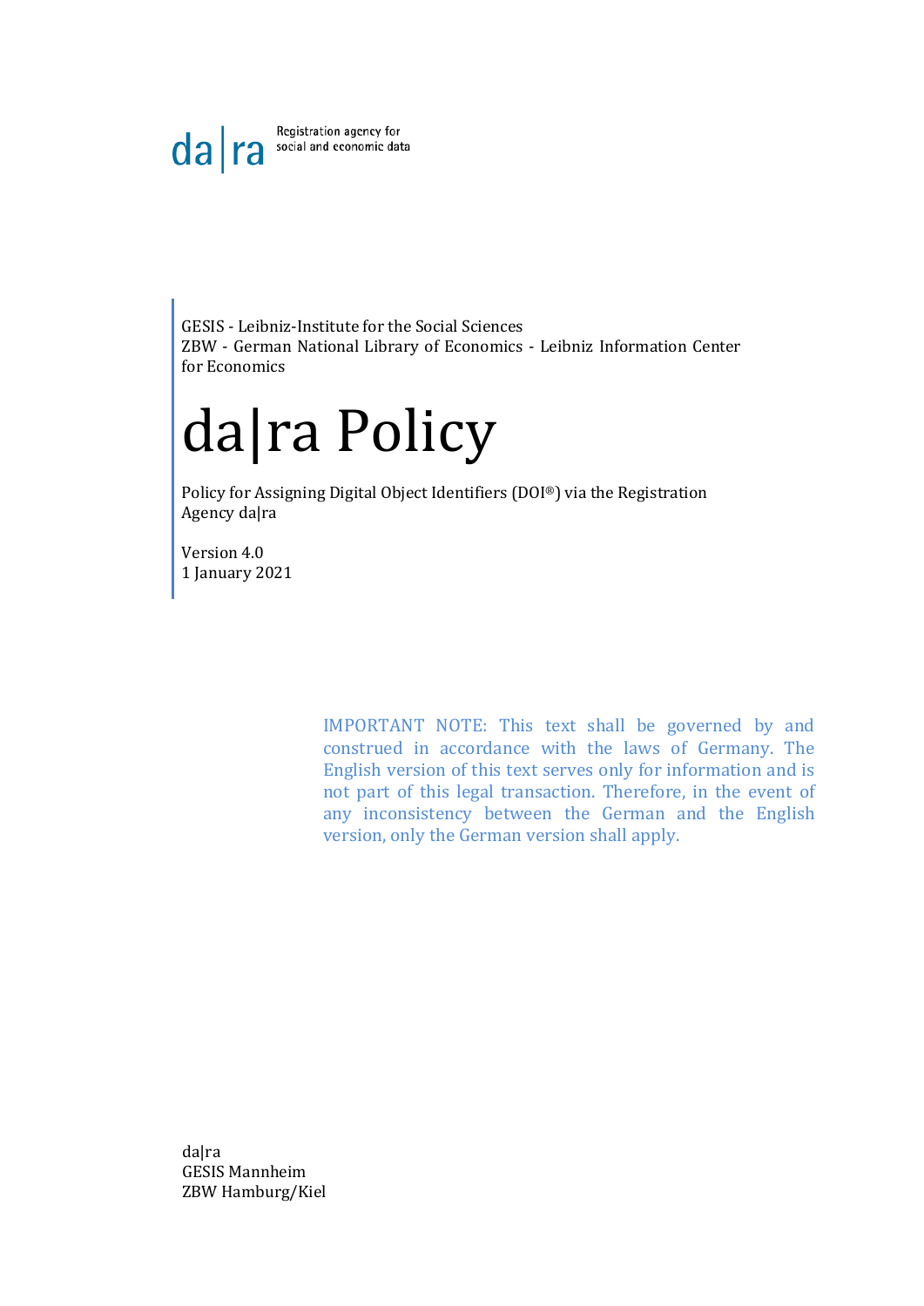da|ra Registration agency for social and economic data

GESIS - Leibniz-Institute for the Social Sciences
ZBW - German National Library of Economics - Leibniz Information Center for Economics

# da|ra Policy

Policy for Assigning Digital Object Identifiers (DOI®) via the Registration Agency da|ra

Version 4.0
1 January 2021

IMPORTANT NOTE: This text shall be governed by and construed in accordance with the laws of Germany. The English version of this text serves only for information and is not part of this legal transaction. Therefore, in the event of any inconsistency between the German and the English version, only the German version shall apply.

da|ra
GESIS Mannheim
ZBW Hamburg/Kiel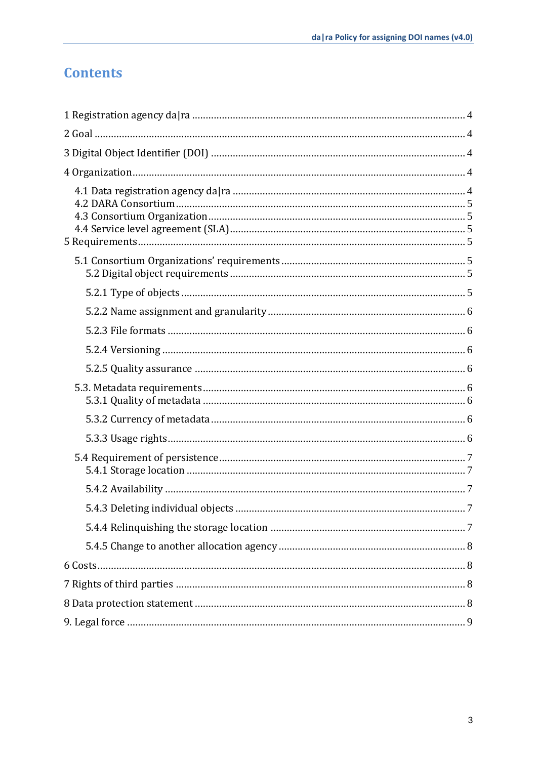# Contents

1 Registration agency da|ra ........................................................................................ 4

2 Goal ............................................................................................................................ 4

3 Digital Object Identifier (DOI) ................................................................................... 4

4 Organization ............................................................................................................... 4

4.1 Data registration agency da|ra ............................................................................ 4
4.2 DARA Consortium ................................................................................................ 5
4.3 Consortium Organization ..................................................................................... 5
4.4 Service level agreement (SLA) .............................................................................. 5
5 Requirements ............................................................................................................... 5

5.1 Consortium Organizations' requirements ............................................................ 5
5.2 Digital object requirements .................................................................................. 5

5.2.1 Type of objects ..................................................................................................... 5

5.2.2 Name assignment and granularity ...................................................................... 6

5.2.3 File formats .......................................................................................................... 6

5.2.4 Versioning ............................................................................................................ 6

5.2.5 Quality assurance ................................................................................................ 6

5.3. Metadata requirements ....................................................................................... 6
5.3.1 Quality of metadata ............................................................................................ 6

5.3.2 Currency of metadata ......................................................................................... 6

5.3.3 Usage rights ......................................................................................................... 6

5.4 Requirement of persistence .................................................................................. 7
5.4.1 Storage location ................................................................................................... 7

5.4.2 Availability .......................................................................................................... 7

5.4.3 Deleting individual objects ................................................................................. 7

5.4.4 Relinquishing the storage location ..................................................................... 7

5.4.5 Change to another allocation agency ................................................................. 8

6 Costs ............................................................................................................................ 8

7 Rights of third parties ................................................................................................. 8

8 Data protection statement ........................................................................................... 8

9. Legal force .................................................................................................................. 9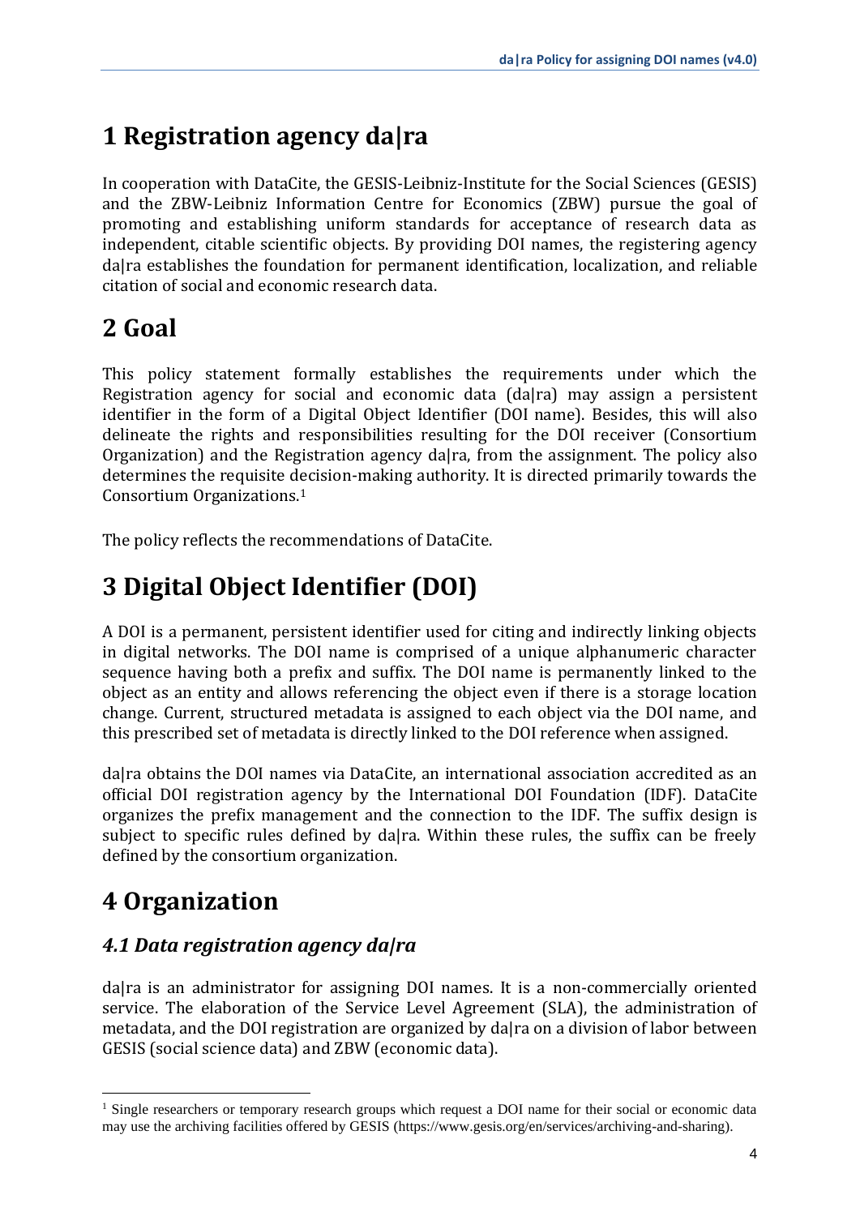# 1 Registration agency da|ra

In cooperation with DataCite, the GESIS-Leibniz-Institute for the Social Sciences (GESIS) and the ZBW-Leibniz Information Centre for Economics (ZBW) pursue the goal of promoting and establishing uniform standards for acceptance of research data as independent, citable scientific objects. By providing DOI names, the registering agency da|ra establishes the foundation for permanent identification, localization, and reliable citation of social and economic research data.

# 2 Goal

This policy statement formally establishes the requirements under which the Registration agency for social and economic data (da|ra) may assign a persistent identifier in the form of a Digital Object Identifier (DOI name). Besides, this will also delineate the rights and responsibilities resulting for the DOI receiver (Consortium Organization) and the Registration agency da|ra, from the assignment. The policy also determines the requisite decision-making authority. It is directed primarily towards the Consortium Organizations.[1]

The policy reflects the recommendations of DataCite.

# 3 Digital Object Identifier (DOI)

A DOI is a permanent, persistent identifier used for citing and indirectly linking objects in digital networks. The DOI name is comprised of a unique alphanumeric character sequence having both a prefix and suffix. The DOI name is permanently linked to the object as an entity and allows referencing the object even if there is a storage location change. Current, structured metadata is assigned to each object via the DOI name, and this prescribed set of metadata is directly linked to the DOI reference when assigned.

da|ra obtains the DOI names via DataCite, an international association accredited as an official DOI registration agency by the International DOI Foundation (IDF). DataCite organizes the prefix management and the connection to the IDF. The suffix design is subject to specific rules defined by da|ra. Within these rules, the suffix can be freely defined by the consortium organization.

# 4 Organization

## *4.1 Data registration agency da|ra*

da|ra is an administrator for assigning DOI names. It is a non-commercially oriented service. The elaboration of the Service Level Agreement (SLA), the administration of metadata, and the DOI registration are organized by da|ra on a division of labor between GESIS (social science data) and ZBW (economic data).

[1] Single researchers or temporary research groups which request a DOI name for their social or economic data may use the archiving facilities offered by GESIS (https://www.gesis.org/en/services/archiving-and-sharing).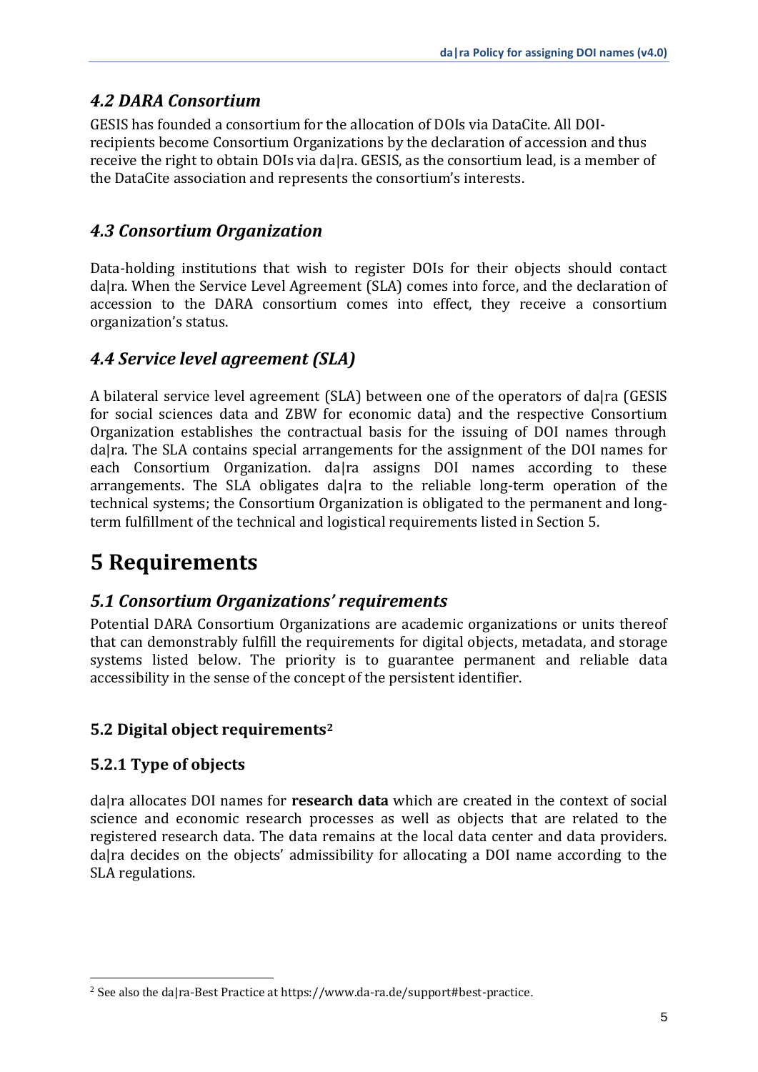## *4.2 DARA Consortium*

GESIS has founded a consortium for the allocation of DOIs via DataCite. All DOI-recipients become Consortium Organizations by the declaration of accession and thus receive the right to obtain DOIs via da|ra. GESIS, as the consortium lead, is a member of the DataCite association and represents the consortium's interests.

## *4.3 Consortium Organization*

Data-holding institutions that wish to register DOIs for their objects should contact da|ra. When the Service Level Agreement (SLA) comes into force, and the declaration of accession to the DARA consortium comes into effect, they receive a consortium organization's status.

## *4.4 Service level agreement (SLA)*

A bilateral service level agreement (SLA) between one of the operators of da|ra (GESIS for social sciences data and ZBW for economic data) and the respective Consortium Organization establishes the contractual basis for the issuing of DOI names through da|ra. The SLA contains special arrangements for the assignment of the DOI names for each Consortium Organization. da|ra assigns DOI names according to these arrangements. The SLA obligates da|ra to the reliable long-term operation of the technical systems; the Consortium Organization is obligated to the permanent and long-term fulfillment of the technical and logistical requirements listed in Section 5.

# 5 Requirements

## *5.1 Consortium Organizations' requirements*

Potential DARA Consortium Organizations are academic organizations or units thereof that can demonstrably fulfill the requirements for digital objects, metadata, and storage systems listed below. The priority is to guarantee permanent and reliable data accessibility in the sense of the concept of the persistent identifier.

### 5.2 Digital object requirements[2]

### 5.2.1 Type of objects

da|ra allocates DOI names for **research data** which are created in the context of social science and economic research processes as well as objects that are related to the registered research data. The data remains at the local data center and data providers. da|ra decides on the objects' admissibility for allocating a DOI name according to the SLA regulations.

[2] See also the da|ra-Best Practice at https://www.da-ra.de/support#best-practice.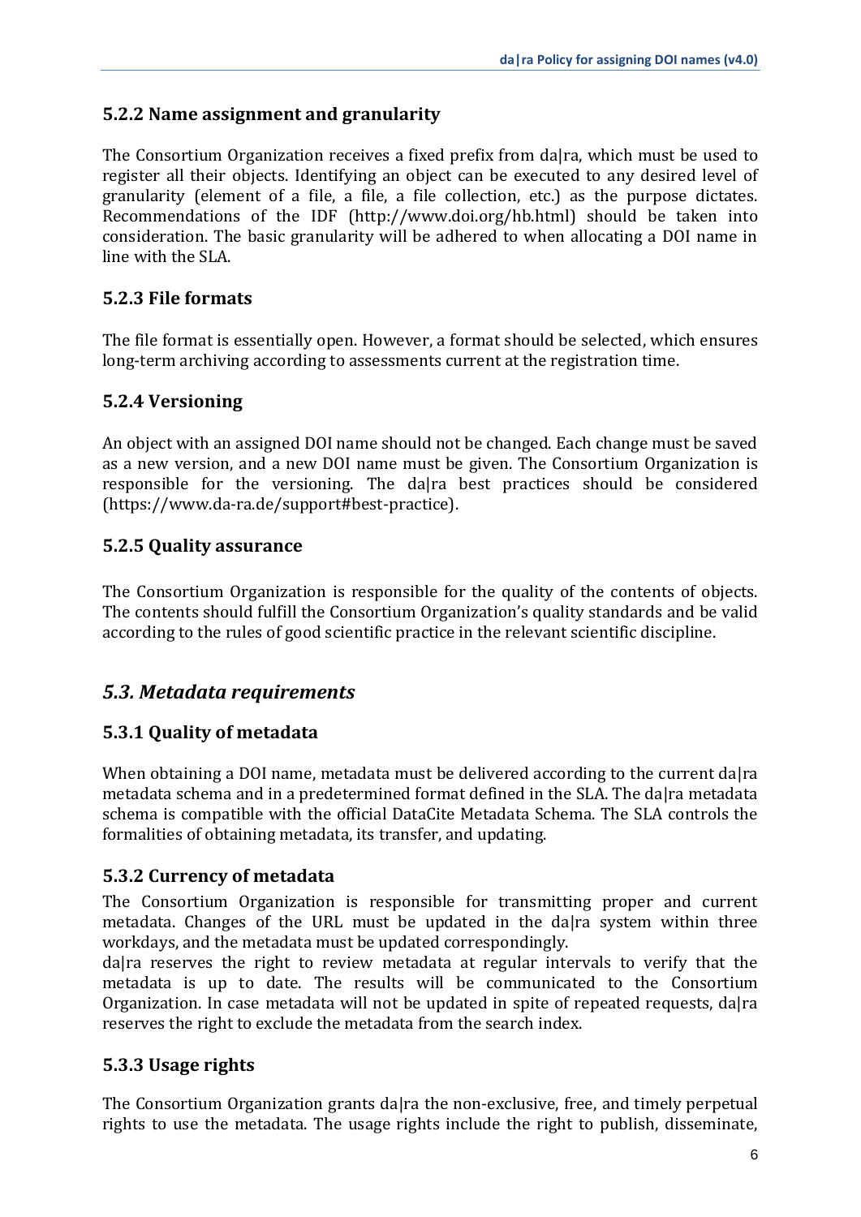### 5.2.2 Name assignment and granularity

The Consortium Organization receives a fixed prefix from da|ra, which must be used to register all their objects. Identifying an object can be executed to any desired level of granularity (element of a file, a file, a file collection, etc.) as the purpose dictates. Recommendations of the IDF (http://www.doi.org/hb.html) should be taken into consideration. The basic granularity will be adhered to when allocating a DOI name in line with the SLA.

### 5.2.3 File formats

The file format is essentially open. However, a format should be selected, which ensures long-term archiving according to assessments current at the registration time.

### 5.2.4 Versioning

An object with an assigned DOI name should not be changed. Each change must be saved as a new version, and a new DOI name must be given. The Consortium Organization is responsible for the versioning. The da|ra best practices should be considered (https://www.da-ra.de/support#best-practice).

### 5.2.5 Quality assurance

The Consortium Organization is responsible for the quality of the contents of objects. The contents should fulfill the Consortium Organization's quality standards and be valid according to the rules of good scientific practice in the relevant scientific discipline.

## *5.3. Metadata requirements*

### 5.3.1 Quality of metadata

When obtaining a DOI name, metadata must be delivered according to the current da|ra metadata schema and in a predetermined format defined in the SLA. The da|ra metadata schema is compatible with the official DataCite Metadata Schema. The SLA controls the formalities of obtaining metadata, its transfer, and updating.

### 5.3.2 Currency of metadata

The Consortium Organization is responsible for transmitting proper and current metadata. Changes of the URL must be updated in the da|ra system within three workdays, and the metadata must be updated correspondingly.

da|ra reserves the right to review metadata at regular intervals to verify that the metadata is up to date. The results will be communicated to the Consortium Organization. In case metadata will not be updated in spite of repeated requests, da|ra reserves the right to exclude the metadata from the search index.

### 5.3.3 Usage rights

The Consortium Organization grants da|ra the non-exclusive, free, and timely perpetual rights to use the metadata. The usage rights include the right to publish, disseminate,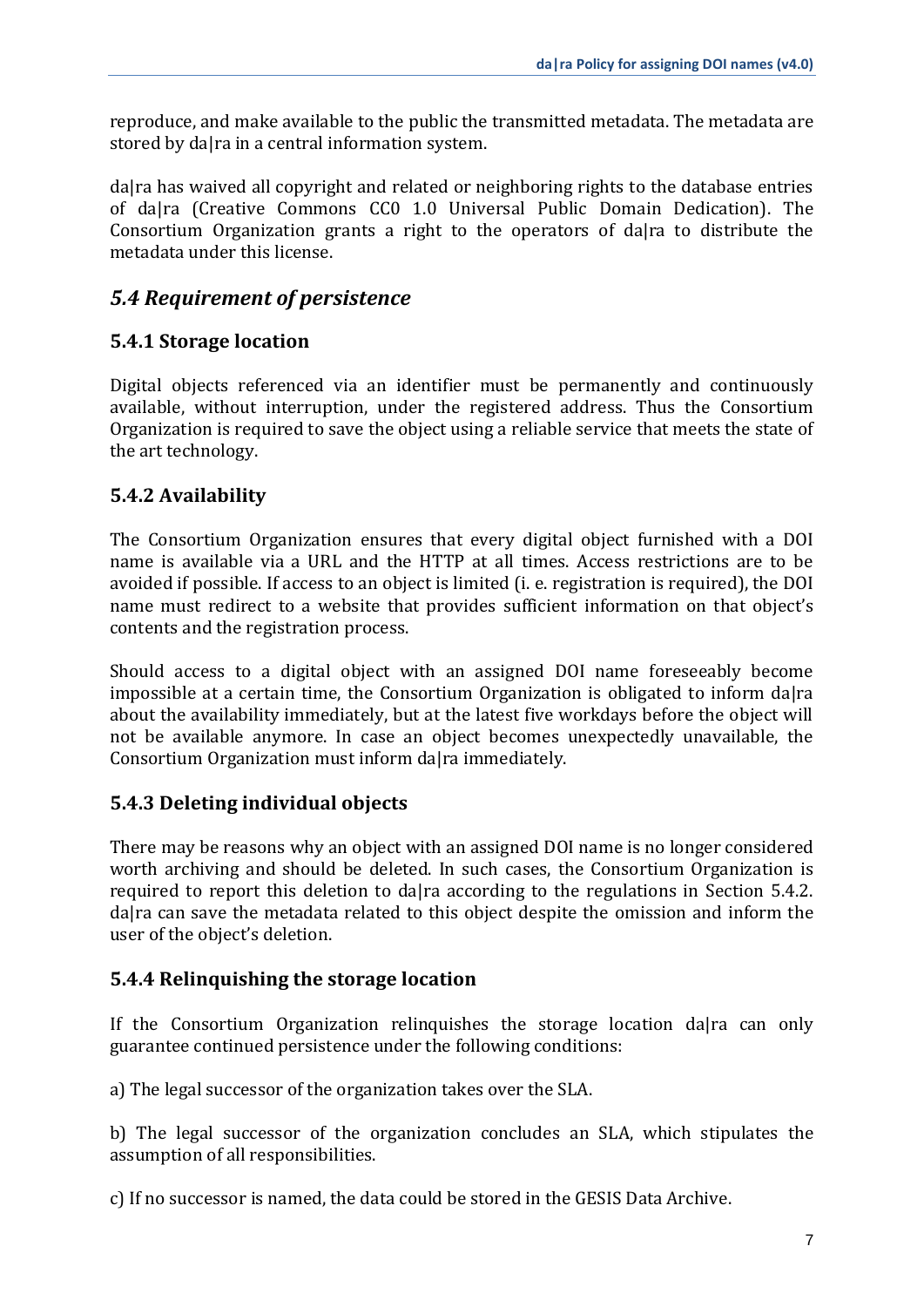reproduce, and make available to the public the transmitted metadata. The metadata are stored by da|ra in a central information system.

da|ra has waived all copyright and related or neighboring rights to the database entries of da|ra (Creative Commons CC0 1.0 Universal Public Domain Dedication). The Consortium Organization grants a right to the operators of da|ra to distribute the metadata under this license.

## *5.4 Requirement of persistence*

### 5.4.1 Storage location

Digital objects referenced via an identifier must be permanently and continuously available, without interruption, under the registered address. Thus the Consortium Organization is required to save the object using a reliable service that meets the state of the art technology.

### 5.4.2 Availability

The Consortium Organization ensures that every digital object furnished with a DOI name is available via a URL and the HTTP at all times. Access restrictions are to be avoided if possible. If access to an object is limited (i. e. registration is required), the DOI name must redirect to a website that provides sufficient information on that object's contents and the registration process.

Should access to a digital object with an assigned DOI name foreseeably become impossible at a certain time, the Consortium Organization is obligated to inform da|ra about the availability immediately, but at the latest five workdays before the object will not be available anymore. In case an object becomes unexpectedly unavailable, the Consortium Organization must inform da|ra immediately.

### 5.4.3 Deleting individual objects

There may be reasons why an object with an assigned DOI name is no longer considered worth archiving and should be deleted. In such cases, the Consortium Organization is required to report this deletion to da|ra according to the regulations in Section 5.4.2. da|ra can save the metadata related to this object despite the omission and inform the user of the object's deletion.

### 5.4.4 Relinquishing the storage location

If the Consortium Organization relinquishes the storage location da|ra can only guarantee continued persistence under the following conditions:

a) The legal successor of the organization takes over the SLA.

b) The legal successor of the organization concludes an SLA, which stipulates the assumption of all responsibilities.

c) If no successor is named, the data could be stored in the GESIS Data Archive.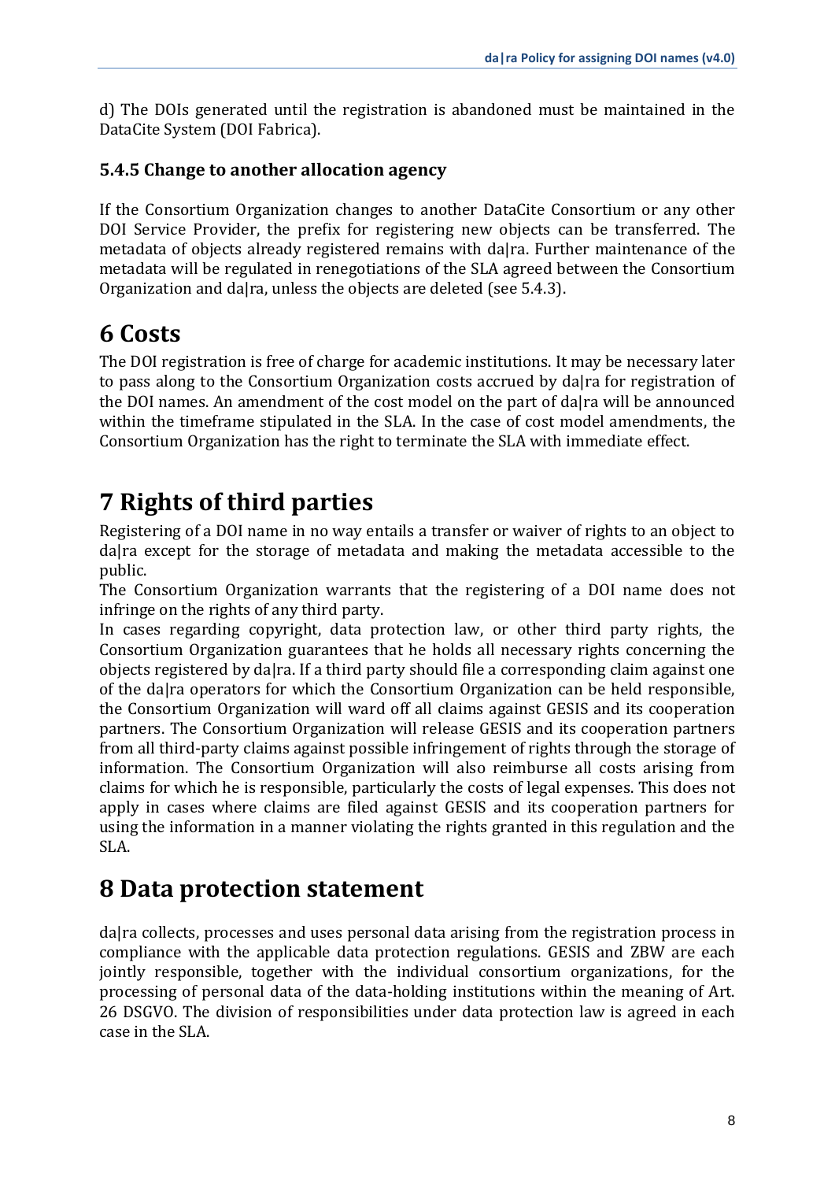d) The DOIs generated until the registration is abandoned must be maintained in the DataCite System (DOI Fabrica).

### 5.4.5 Change to another allocation agency

If the Consortium Organization changes to another DataCite Consortium or any other DOI Service Provider, the prefix for registering new objects can be transferred. The metadata of objects already registered remains with da|ra. Further maintenance of the metadata will be regulated in renegotiations of the SLA agreed between the Consortium Organization and da|ra, unless the objects are deleted (see 5.4.3).

# 6 Costs

The DOI registration is free of charge for academic institutions. It may be necessary later to pass along to the Consortium Organization costs accrued by da|ra for registration of the DOI names. An amendment of the cost model on the part of da|ra will be announced within the timeframe stipulated in the SLA. In the case of cost model amendments, the Consortium Organization has the right to terminate the SLA with immediate effect.

# 7 Rights of third parties

Registering of a DOI name in no way entails a transfer or waiver of rights to an object to da|ra except for the storage of metadata and making the metadata accessible to the public.
The Consortium Organization warrants that the registering of a DOI name does not infringe on the rights of any third party.
In cases regarding copyright, data protection law, or other third party rights, the Consortium Organization guarantees that he holds all necessary rights concerning the objects registered by da|ra. If a third party should file a corresponding claim against one of the da|ra operators for which the Consortium Organization can be held responsible, the Consortium Organization will ward off all claims against GESIS and its cooperation partners. The Consortium Organization will release GESIS and its cooperation partners from all third-party claims against possible infringement of rights through the storage of information. The Consortium Organization will also reimburse all costs arising from claims for which he is responsible, particularly the costs of legal expenses. This does not apply in cases where claims are filed against GESIS and its cooperation partners for using the information in a manner violating the rights granted in this regulation and the SLA.

# 8 Data protection statement

da|ra collects, processes and uses personal data arising from the registration process in compliance with the applicable data protection regulations. GESIS and ZBW are each jointly responsible, together with the individual consortium organizations, for the processing of personal data of the data-holding institutions within the meaning of Art. 26 DSGVO. The division of responsibilities under data protection law is agreed in each case in the SLA.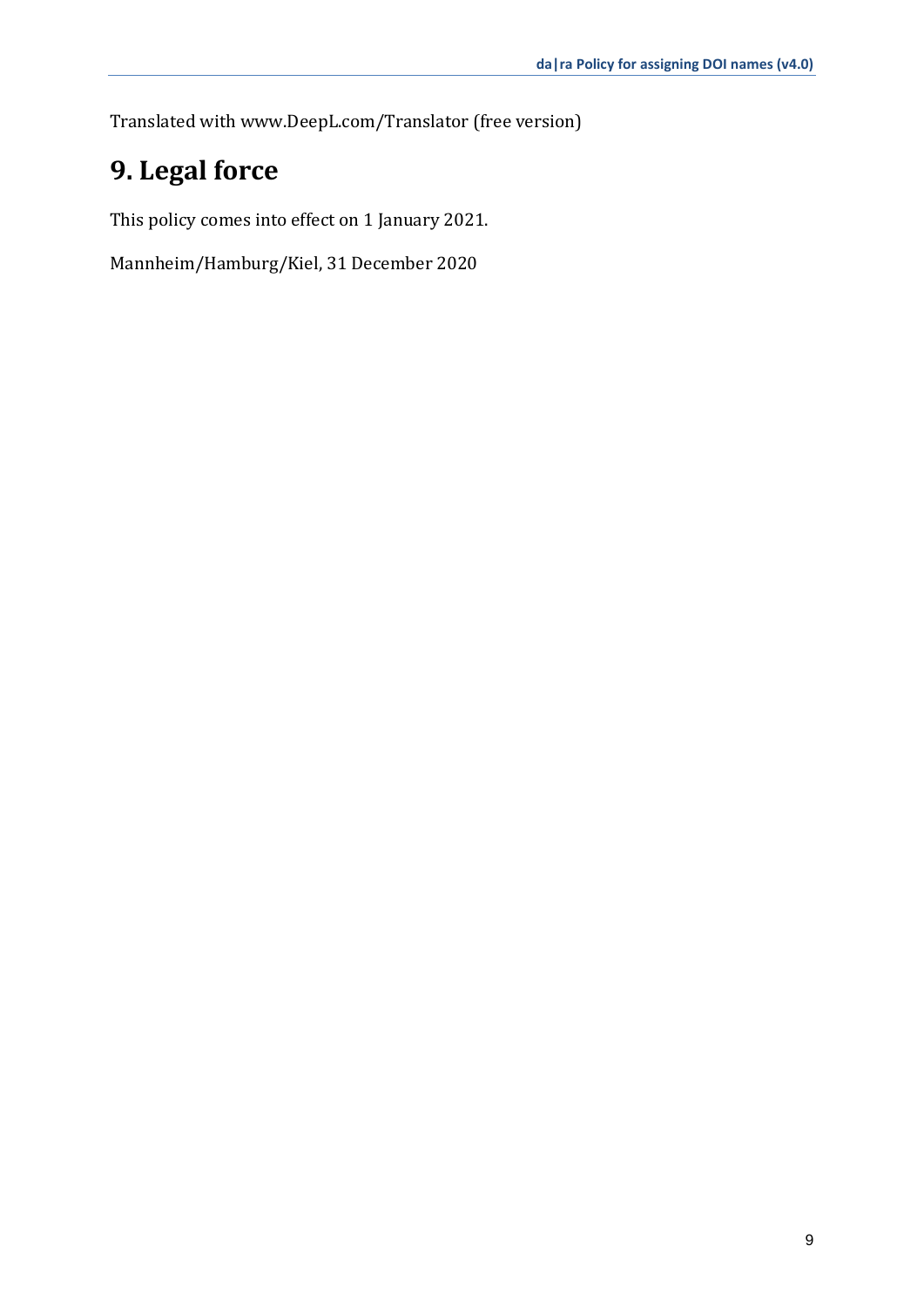Translated with www.DeepL.com/Translator (free version)

# 9. Legal force

This policy comes into effect on 1 January 2021.

Mannheim/Hamburg/Kiel, 31 December 2020